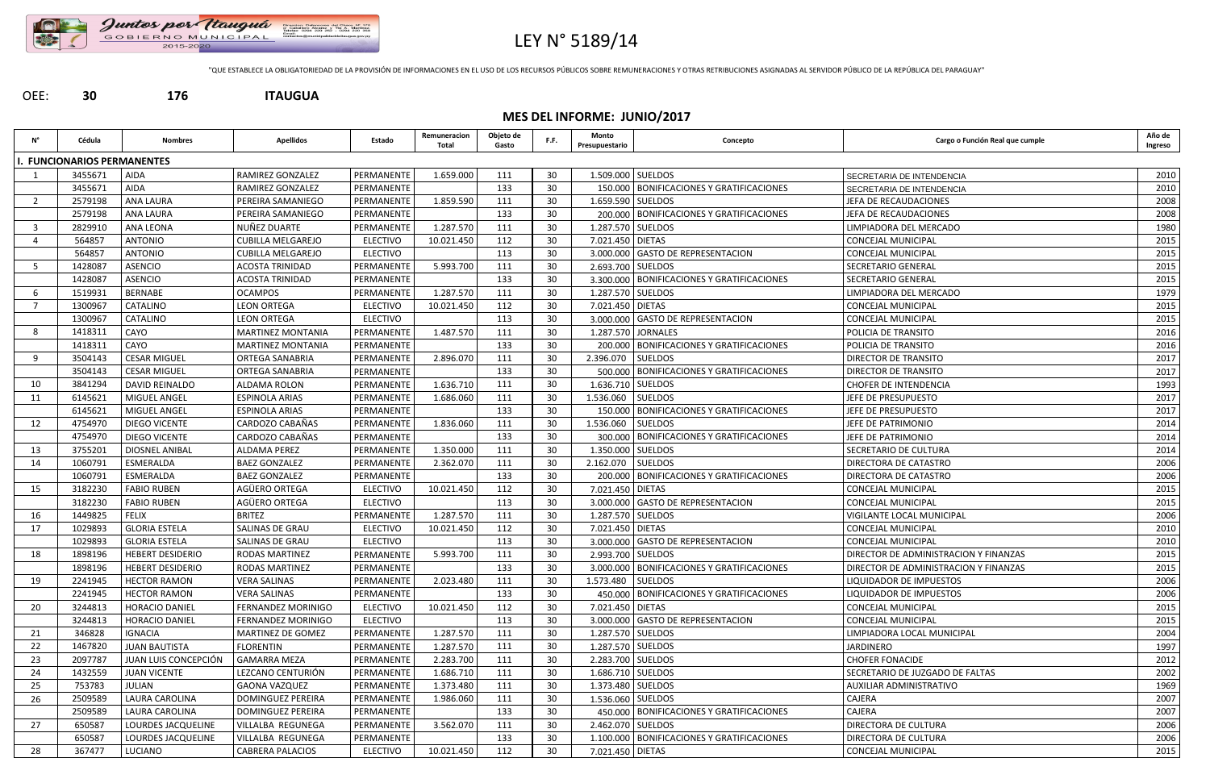# LEY N° 5189/14

"QUE ESTABLECE LA OBLIGATORIEDAD DE LA PROVISIÓN DE INFORMACIONES EN EL USO DE LOS RECURSOS PÚBLICOS SOBRE REMUNERACIONES Y OTRAS RETRIBUCIONES ASIGNADAS AL SERVIDOR PÚBLICO DE LA REPÚBLICA DEL PARAGUAY"

OEE: **30** **176** **ITAUGUA**

## MES DEL INFORME: JUNIO/2017

| N° | Cédula | Nombres | Apellidos | Estado | Remuneracion Total | Objeto de Gasto | F.F. | Monto Presupuestario | Concepto | Cargo o Función Real que cumple | Año de Ingreso |
|---|---|---|---|---|---|---|---|---|---|---|---|
| **I. FUNCIONARIOS PERMANENTES** | | | | | | | | | | | |
| 1 | 3455671 | AIDA | RAMIREZ GONZALEZ | PERMANENTE | 1.659.000 | 111 | 30 | 1.509.000 | SUELDOS | SECRETARIA DE INTENDENCIA | 2010 |
| | 3455671 | AIDA | RAMIREZ GONZALEZ | PERMANENTE | | 133 | 30 | 150.000 | BONIFICACIONES Y GRATIFICACIONES | SECRETARIA DE INTENDENCIA | 2010 |
| 2 | 2579198 | ANA LAURA | PEREIRA SAMANIEGO | PERMANENTE | 1.859.590 | 111 | 30 | 1.659.590 | SUELDOS | JEFA DE RECAUDACIONES | 2008 |
| | 2579198 | ANA LAURA | PEREIRA SAMANIEGO | PERMANENTE | | 133 | 30 | 200.000 | BONIFICACIONES Y GRATIFICACIONES | JEFA DE RECAUDACIONES | 2008 |
| 3 | 2829910 | ANA LEONA | NUÑEZ DUARTE | PERMANENTE | 1.287.570 | 111 | 30 | 1.287.570 | SUELDOS | LIMPIADORA DEL MERCADO | 1980 |
| 4 | 564857 | ANTONIO | CUBILLA MELGAREJO | ELECTIVO | 10.021.450 | 112 | 30 | 7.021.450 | DIETAS | CONCEJAL MUNICIPAL | 2015 |
| | 564857 | ANTONIO | CUBILLA MELGAREJO | ELECTIVO | | 113 | 30 | 3.000.000 | GASTO DE REPRESENTACION | CONCEJAL MUNICIPAL | 2015 |
| 5 | 1428087 | ASENCIO | ACOSTA TRINIDAD | PERMANENTE | 5.993.700 | 111 | 30 | 2.693.700 | SUELDOS | SECRETARIO GENERAL | 2015 |
| | 1428087 | ASENCIO | ACOSTA TRINIDAD | PERMANENTE | | 133 | 30 | 3.300.000 | BONIFICACIONES Y GRATIFICACIONES | SECRETARIO GENERAL | 2015 |
| 6 | 1519931 | BERNABE | OCAMPOS | PERMANENTE | 1.287.570 | 111 | 30 | 1.287.570 | SUELDOS | LIMPIADORA DEL MERCADO | 1979 |
| 7 | 1300967 | CATALINO | LEON ORTEGA | ELECTIVO | 10.021.450 | 112 | 30 | 7.021.450 | DIETAS | CONCEJAL MUNICIPAL | 2015 |
| | 1300967 | CATALINO | LEON ORTEGA | ELECTIVO | | 113 | 30 | 3.000.000 | GASTO DE REPRESENTACION | CONCEJAL MUNICIPAL | 2015 |
| 8 | 1418311 | CAYO | MARTINEZ MONTANIA | PERMANENTE | 1.487.570 | 111 | 30 | 1.287.570 | JORNALES | POLICIA DE TRANSITO | 2016 |
| | 1418311 | CAYO | MARTINEZ MONTANIA | PERMANENTE | | 133 | 30 | 200.000 | BONIFICACIONES Y GRATIFICACIONES | POLICIA DE TRANSITO | 2016 |
| 9 | 3504143 | CESAR MIGUEL | ORTEGA SANABRIA | PERMANENTE | 2.896.070 | 111 | 30 | 2.396.070 | SUELDOS | DIRECTOR DE TRANSITO | 2017 |
| | 3504143 | CESAR MIGUEL | ORTEGA SANABRIA | PERMANENTE | | 133 | 30 | 500.000 | BONIFICACIONES Y GRATIFICACIONES | DIRECTOR DE TRANSITO | 2017 |
| 10 | 3841294 | DAVID REINALDO | ALDAMA ROLON | PERMANENTE | 1.636.710 | 111 | 30 | 1.636.710 | SUELDOS | CHOFER DE INTENDENCIA | 1993 |
| 11 | 6145621 | MIGUEL ANGEL | ESPINOLA ARIAS | PERMANENTE | 1.686.060 | 111 | 30 | 1.536.060 | SUELDOS | JEFE DE PRESUPUESTO | 2017 |
| | 6145621 | MIGUEL ANGEL | ESPINOLA ARIAS | PERMANENTE | | 133 | 30 | 150.000 | BONIFICACIONES Y GRATIFICACIONES | JEFE DE PRESUPUESTO | 2017 |
| 12 | 4754970 | DIEGO VICENTE | CARDOZO CABAÑAS | PERMANENTE | 1.836.060 | 111 | 30 | 1.536.060 | SUELDOS | JEFE DE PATRIMONIO | 2014 |
| | 4754970 | DIEGO VICENTE | CARDOZO CABAÑAS | PERMANENTE | | 133 | 30 | 300.000 | BONIFICACIONES Y GRATIFICACIONES | JEFE DE PATRIMONIO | 2014 |
| 13 | 3755201 | DIOSNEL ANIBAL | ALDAMA PEREZ | PERMANENTE | 1.350.000 | 111 | 30 | 1.350.000 | SUELDOS | SECRETARIO DE CULTURA | 2014 |
| 14 | 1060791 | ESMERALDA | BAEZ GONZALEZ | PERMANENTE | 2.362.070 | 111 | 30 | 2.162.070 | SUELDOS | DIRECTORA DE CATASTRO | 2006 |
| | 1060791 | ESMERALDA | BAEZ GONZALEZ | PERMANENTE | | 133 | 30 | 200.000 | BONIFICACIONES Y GRATIFICACIONES | DIRECTORA DE CATASTRO | 2006 |
| 15 | 3182230 | FABIO RUBEN | AGÜERO ORTEGA | ELECTIVO | 10.021.450 | 112 | 30 | 7.021.450 | DIETAS | CONCEJAL MUNICIPAL | 2015 |
| | 3182230 | FABIO RUBEN | AGÜERO ORTEGA | ELECTIVO | | 113 | 30 | 3.000.000 | GASTO DE REPRESENTACION | CONCEJAL MUNICIPAL | 2015 |
| 16 | 1449825 | FELIX | BRITEZ | PERMANENTE | 1.287.570 | 111 | 30 | 1.287.570 | SUELDOS | VIGILANTE LOCAL MUNICIPAL | 2006 |
| 17 | 1029893 | GLORIA ESTELA | SALINAS DE GRAU | ELECTIVO | 10.021.450 | 112 | 30 | 7.021.450 | DIETAS | CONCEJAL MUNICIPAL | 2010 |
| | 1029893 | GLORIA ESTELA | SALINAS DE GRAU | ELECTIVO | | 113 | 30 | 3.000.000 | GASTO DE REPRESENTACION | CONCEJAL MUNICIPAL | 2010 |
| 18 | 1898196 | HEBERT DESIDERIO | RODAS MARTINEZ | PERMANENTE | 5.993.700 | 111 | 30 | 2.993.700 | SUELDOS | DIRECTOR DE ADMINISTRACION Y FINANZAS | 2015 |
| | 1898196 | HEBERT DESIDERIO | RODAS MARTINEZ | PERMANENTE | | 133 | 30 | 3.000.000 | BONIFICACIONES Y GRATIFICACIONES | DIRECTOR DE ADMINISTRACION Y FINANZAS | 2015 |
| 19 | 2241945 | HECTOR RAMON | VERA SALINAS | PERMANENTE | 2.023.480 | 111 | 30 | 1.573.480 | SUELDOS | LIQUIDADOR DE IMPUESTOS | 2006 |
| | 2241945 | HECTOR RAMON | VERA SALINAS | PERMANENTE | | 133 | 30 | 450.000 | BONIFICACIONES Y GRATIFICACIONES | LIQUIDADOR DE IMPUESTOS | 2006 |
| 20 | 3244813 | HORACIO DANIEL | FERNANDEZ MORINIGO | ELECTIVO | 10.021.450 | 112 | 30 | 7.021.450 | DIETAS | CONCEJAL MUNICIPAL | 2015 |
| | 3244813 | HORACIO DANIEL | FERNANDEZ MORINIGO | ELECTIVO | | 113 | 30 | 3.000.000 | GASTO DE REPRESENTACION | CONCEJAL MUNICIPAL | 2015 |
| 21 | 346828 | IGNACIA | MARTINEZ DE GOMEZ | PERMANENTE | 1.287.570 | 111 | 30 | 1.287.570 | SUELDOS | LIMPIADORA LOCAL MUNICIPAL | 2004 |
| 22 | 1467820 | JUAN BAUTISTA | FLORENTIN | PERMANENTE | 1.287.570 | 111 | 30 | 1.287.570 | SUELDOS | JARDINERO | 1997 |
| 23 | 2097787 | JUAN LUIS CONCEPCIÓN | GAMARRA MEZA | PERMANENTE | 2.283.700 | 111 | 30 | 2.283.700 | SUELDOS | CHOFER FONACIDE | 2012 |
| 24 | 1432559 | JUAN VICENTE | LEZCANO CENTURIÓN | PERMANENTE | 1.686.710 | 111 | 30 | 1.686.710 | SUELDOS | SECRETARIO DE JUZGADO DE FALTAS | 2002 |
| 25 | 753783 | JULIAN | GAONA VAZQUEZ | PERMANENTE | 1.373.480 | 111 | 30 | 1.373.480 | SUELDOS | AUXILIAR ADMINISTRATIVO | 1969 |
| 26 | 2509589 | LAURA CAROLINA | DOMINGUEZ PEREIRA | PERMANENTE | 1.986.060 | 111 | 30 | 1.536.060 | SUELDOS | CAJERA | 2007 |
| | 2509589 | LAURA CAROLINA | DOMINGUEZ PEREIRA | PERMANENTE | | 133 | 30 | 450.000 | BONIFICACIONES Y GRATIFICACIONES | CAJERA | 2007 |
| 27 | 650587 | LOURDES JACQUELINE | VILLALBA REGUNEGA | PERMANENTE | 3.562.070 | 111 | 30 | 2.462.070 | SUELDOS | DIRECTORA DE CULTURA | 2006 |
| | 650587 | LOURDES JACQUELINE | VILLALBA REGUNEGA | PERMANENTE | | 133 | 30 | 1.100.000 | BONIFICACIONES Y GRATIFICACIONES | DIRECTORA DE CULTURA | 2006 |
| 28 | 367477 | LUCIANO | CABRERA PALACIOS | ELECTIVO | 10.021.450 | 112 | 30 | 7.021.450 | DIETAS | CONCEJAL MUNICIPAL | 2015 |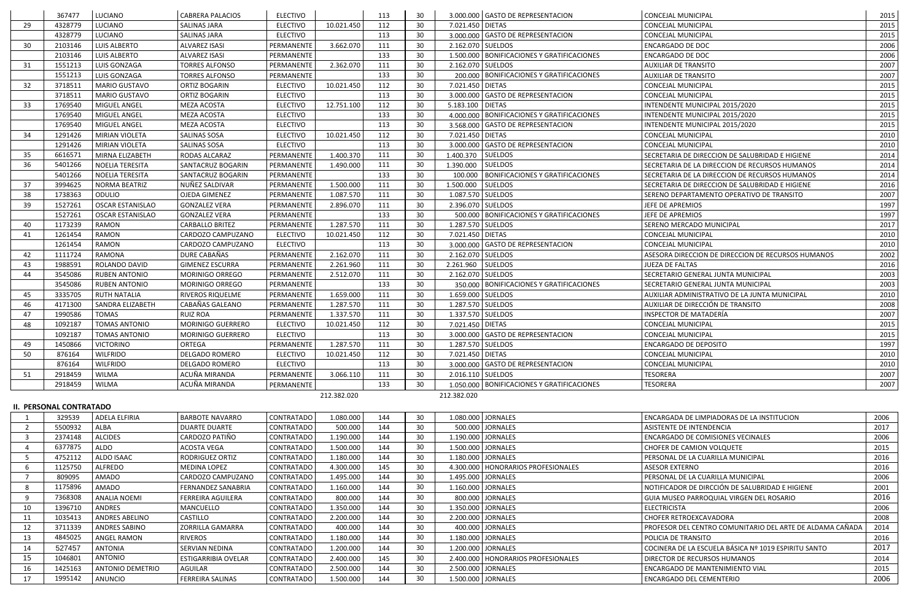|  | 367477 | LUCIANO | CABRERA PALACIOS | ELECTIVO |  | 113 | 30 | 3.000.000 | GASTO DE REPRESENTACION | CONCEJAL MUNICIPAL | 2015 |
|---|---|---|---|---|---|---|---|---|---|---|---|
| 29 | 4328779 | LUCIANO | SALINAS JARA | ELECTIVO | 10.021.450 | 112 | 30 | 7.021.450 | DIETAS | CONCEJAL MUNICIPAL | 2015 |
|  | 4328779 | LUCIANO | SALINAS JARA | ELECTIVO |  | 113 | 30 | 3.000.000 | GASTO DE REPRESENTACION | CONCEJAL MUNICIPAL | 2015 |
| 30 | 2103146 | LUIS ALBERTO | ALVAREZ ISASI | PERMANENTE | 3.662.070 | 111 | 30 | 2.162.070 | SUELDOS | ENCARGADO DE DOC | 2006 |
|  | 2103146 | LUIS ALBERTO | ALVAREZ ISASI | PERMANENTE |  | 133 | 30 | 1.500.000 | BONIFICACIONES Y GRATIFICACIONES | ENCARGADO DE DOC | 2006 |
| 31 | 1551213 | LUIS GONZAGA | TORRES ALFONSO | PERMANENTE | 2.362.070 | 111 | 30 | 2.162.070 | SUELDOS | AUXILIAR DE TRANSITO | 2007 |
|  | 1551213 | LUIS GONZAGA | TORRES ALFONSO | PERMANENTE |  | 133 | 30 | 200.000 | BONIFICACIONES Y GRATIFICACIONES | AUXILIAR DE TRANSITO | 2007 |
| 32 | 3718511 | MARIO GUSTAVO | ORTIZ BOGARIN | ELECTIVO | 10.021.450 | 112 | 30 | 7.021.450 | DIETAS | CONCEJAL MUNICIPAL | 2015 |
|  | 3718511 | MARIO GUSTAVO | ORTIZ BOGARIN | ELECTIVO |  | 113 | 30 | 3.000.000 | GASTO DE REPRESENTACION | CONCEJAL MUNICIPAL | 2015 |
| 33 | 1769540 | MIGUEL ANGEL | MEZA ACOSTA | ELECTIVO | 12.751.100 | 112 | 30 | 5.183.100 | DIETAS | INTENDENTE MUNICIPAL 2015/2020 | 2015 |
|  | 1769540 | MIGUEL ANGEL | MEZA ACOSTA | ELECTIVO |  | 133 | 30 | 4.000.000 | BONIFICACIONES Y GRATIFICACIONES | INTENDENTE MUNICIPAL 2015/2020 | 2015 |
|  | 1769540 | MIGUEL ANGEL | MEZA ACOSTA | ELECTIVO |  | 113 | 30 | 3.568.000 | GASTO DE REPRESENTACION | INTENDENTE MUNICIPAL 2015/2020 | 2015 |
| 34 | 1291426 | MIRIAN VIOLETA | SALINAS SOSA | ELECTIVO | 10.021.450 | 112 | 30 | 7.021.450 | DIETAS | CONCEJAL MUNICIPAL | 2010 |
|  | 1291426 | MIRIAN VIOLETA | SALINAS SOSA | ELECTIVO |  | 113 | 30 | 3.000.000 | GASTO DE REPRESENTACION | CONCEJAL MUNICIPAL | 2010 |
| 35 | 6616571 | MIRNA ELIZABETH | RODAS ALCARAZ | PERMANENTE | 1.400.370 | 111 | 30 | 1.400.370 | SUELDOS | SECRETARIA DE DIRECCION DE SALUBRIDAD E HIGIENE | 2014 |
| 36 | 5401266 | NOELIA TERESITA | SANTACRUZ BOGARIN | PERMANENTE | 1.490.000 | 111 | 30 | 1.390.000 | SUELDOS | SECRETARIA DE LA DIRECCION DE RECURSOS HUMANOS | 2014 |
|  | 5401266 | NOELIA TERESITA | SANTACRUZ BOGARIN | PERMANENTE |  | 133 | 30 | 100.000 | BONIFICACIONES Y GRATIFICACIONES | SECRETARIA DE LA DIRECCION DE RECURSOS HUMANOS | 2014 |
| 37 | 3994625 | NORMA BEATRIZ | NUÑEZ SALDIVAR | PERMANENTE | 1.500.000 | 111 | 30 | 1.500.000 | SUELDOS | SECRETARIA DE DIRECCION DE SALUBRIDAD E HIGIENE | 2016 |
| 38 | 1738363 | ODULIO | OJEDA GIMENEZ | PERMANENTE | 1.087.570 | 111 | 30 | 1.087.570 | SUELDOS | SERENO DEPARTAMENTO OPERATIVO DE TRANSITO | 2007 |
| 39 | 1527261 | OSCAR ESTANISLAO | GONZALEZ VERA | PERMANENTE | 2.896.070 | 111 | 30 | 2.396.070 | SUELDOS | JEFE DE APREMIOS | 1997 |
|  | 1527261 | OSCAR ESTANISLAO | GONZALEZ VERA | PERMANENTE |  | 133 | 30 | 500.000 | BONIFICACIONES Y GRATIFICACIONES | JEFE DE APREMIOS | 1997 |
| 40 | 1173239 | RAMON | CARBALLO BRITEZ | PERMANENTE | 1.287.570 | 111 | 30 | 1.287.570 | SUELDOS | SERENO MERCADO MUNICIPAL | 2017 |
| 41 | 1261454 | RAMON | CARDOZO CAMPUZANO | ELECTIVO | 10.021.450 | 112 | 30 | 7.021.450 | DIETAS | CONCEJAL MUNICIPAL | 2010 |
|  | 1261454 | RAMON | CARDOZO CAMPUZANO | ELECTIVO |  | 113 | 30 | 3.000.000 | GASTO DE REPRESENTACION | CONCEJAL MUNICIPAL | 2010 |
| 42 | 1111724 | RAMONA | DURE CABAÑAS | PERMANENTE | 2.162.070 | 111 | 30 | 2.162.070 | SUELDOS | ASESORA DIRECCION DE DIRECCION DE RECURSOS HUMANOS | 2002 |
| 43 | 1988591 | ROLANDO DAVID | GIMENEZ ESCURRA | PERMANENTE | 2.261.960 | 111 | 30 | 2.261.960 | SUELDOS | JUEZA DE FALTAS | 2016 |
| 44 | 3545086 | RUBEN ANTONIO | MORINIGO ORREGO | PERMANENTE | 2.512.070 | 111 | 30 | 2.162.070 | SUELDOS | SECRETARIO GENERAL JUNTA MUNICIPAL | 2003 |
|  | 3545086 | RUBEN ANTONIO | MORINIGO ORREGO | PERMANENTE |  | 133 | 30 | 350.000 | BONIFICACIONES Y GRATIFICACIONES | SECRETARIO GENERAL JUNTA MUNICIPAL | 2003 |
| 45 | 3335705 | RUTH NATALIA | RIVEROS RIQUELME | PERMANENTE | 1.659.000 | 111 | 30 | 1.659.000 | SUELDOS | AUXILIAR ADMINISTRATIVO DE LA JUNTA MUNICIPAL | 2010 |
| 46 | 4171300 | SANDRA ELIZABETH | CABAÑAS GALEANO | PERMANENTE | 1.287.570 | 111 | 30 | 1.287.570 | SUELDOS | AUXILIAR DE DIRECCIÓN DE TRANSITO | 2008 |
| 47 | 1990586 | TOMAS | RUIZ ROA | PERMANENTE | 1.337.570 | 111 | 30 | 1.337.570 | SUELDOS | INSPECTOR DE MATADERÍA | 2007 |
| 48 | 1092187 | TOMAS ANTONIO | MORINIGO GUERRERO | ELECTIVO | 10.021.450 | 112 | 30 | 7.021.450 | DIETAS | CONCEJAL MUNICIPAL | 2015 |
|  | 1092187 | TOMAS ANTONIO | MORINIGO GUERRERO | ELECTIVO |  | 113 | 30 | 3.000.000 | GASTO DE REPRESENTACION | CONCEJAL MUNICIPAL | 2015 |
| 49 | 1450866 | VICTORINO | ORTEGA | PERMANENTE | 1.287.570 | 111 | 30 | 1.287.570 | SUELDOS | ENCARGADO DE DEPOSITO | 1997 |
| 50 | 876164 | WILFRIDO | DELGADO ROMERO | ELECTIVO | 10.021.450 | 112 | 30 | 7.021.450 | DIETAS | CONCEJAL MUNICIPAL | 2010 |
|  | 876164 | WILFRIDO | DELGADO ROMERO | ELECTIVO |  | 113 | 30 | 3.000.000 | GASTO DE REPRESENTACION | CONCEJAL MUNICIPAL | 2010 |
| 51 | 2918459 | WILMA | ACUÑA MIRANDA | PERMANENTE | 3.066.110 | 111 | 30 | 2.016.110 | SUELDOS | TESORERA | 2007 |
|  | 2918459 | WILMA | ACUÑA MIRANDA | PERMANENTE |  | 133 | 30 | 1.050.000 | BONIFICACIONES Y GRATIFICACIONES | TESORERA | 2007 |
|  |  |  |  |  | 212.382.020 |  |  | 212.382.020 |  |  |  |

**II. PERSONAL CONTRATADO**

| 1 | 329539 | ADELA ELFIRIA | BARBOTE NAVARRO | CONTRATADO | 1.080.000 | 144 | 30 | 1.080.000 | JORNALES | ENCARGADA DE LIMPIADORAS DE LA INSTITUCION | 2006 |
|---|---|---|---|---|---|---|---|---|---|---|---|
| 2 | 5500932 | ALBA | DUARTE DUARTE | CONTRATADO | 500.000 | 144 | 30 | 500.000 | JORNALES | ASISTENTE DE INTENDENCIA | 2017 |
| 3 | 2374148 | ALCIDES | CARDOZO PATIÑO | CONTRATADO | 1.190.000 | 144 | 30 | 1.190.000 | JORNALES | ENCARGADO DE COMISIONES VECINALES | 2006 |
| 4 | 6377875 | ALDO | ACOSTA VEGA | CONTRATADO | 1.500.000 | 144 | 30 | 1.500.000 | JORNALES | CHOFER DE CAMION VOLQUETE | 2015 |
| 5 | 4752112 | ALDO ISAAC | RODRIGUEZ ORTIZ | CONTRATADO | 1.180.000 | 144 | 30 | 1.180.000 | JORNALES | PERSONAL DE LA CUARILLA MUNICIPAL | 2016 |
| 6 | 1125750 | ALFREDO | MEDINA LOPEZ | CONTRATADO | 4.300.000 | 145 | 30 | 4.300.000 | HONORARIOS PROFESIONALES | ASESOR EXTERNO | 2016 |
| 7 | 809095 | AMADO | CARDOZO CAMPUZANO | CONTRATADO | 1.495.000 | 144 | 30 | 1.495.000 | JORNALES | PERSONAL DE LA CUARILLA MUNICIPAL | 2006 |
| 8 | 1175896 | AMADO | FERNANDEZ SANABRIA | CONTRATADO | 1.160.000 | 144 | 30 | 1.160.000 | JORNALES | NOTIFICADOR DE DIRCCIÓN DE SALUBRIDAD E HIGIENE | 2001 |
| 9 | 7368308 | ANALIA NOEMI | FERREIRA AGUILERA | CONTRATADO | 800.000 | 144 | 30 | 800.000 | JORNALES | GUIA MUSEO PARROQUIAL VIRGEN DEL ROSARIO | 2016 |
| 10 | 1396710 | ANDRES | MANCUELLO | CONTRATADO | 1.350.000 | 144 | 30 | 1.350.000 | JORNALES | ELECTRICISTA | 2006 |
| 11 | 1035413 | ANDRES ABELINO | CASTILLO | CONTRATADO | 2.200.000 | 144 | 30 | 2.200.000 | JORNALES | CHOFER RETROEXCAVADORA | 2008 |
| 12 | 3711339 | ANDRES SABINO | ZORRILLA GAMARRA | CONTRATADO | 400.000 | 144 | 30 | 400.000 | JORNALES | PROFESOR DEL CENTRO COMUNITARIO DEL ARTE DE ALDAMA CAÑADA | 2014 |
| 13 | 4845025 | ANGEL RAMON | RIVEROS | CONTRATADO | 1.180.000 | 144 | 30 | 1.180.000 | JORNALES | POLICIA DE TRANSITO | 2016 |
| 14 | 527457 | ANTONIA | SERVIAN NEDINA | CONTRATADO | 1.200.000 | 144 | 30 | 1.200.000 | JORNALES | COCINERA DE LA ESCUELA BÁSICA Nº 1019 ESPIRITU SANTO | 2017 |
| 15 | 1046801 | ANTONIO | ESTIGARRIBIA OVELAR | CONTRATADO | 2.400.000 | 145 | 30 | 2.400.000 | HONORARIOS PROFESIONALES | DIRECTOR DE RECURSOS HUMANOS | 2014 |
| 16 | 1425163 | ANTONIO DEMETRIO | AGUILAR | CONTRATADO | 2.500.000 | 144 | 30 | 2.500.000 | JORNALES | ENCARGADO DE MANTENIMIENTO VIAL | 2015 |
| 17 | 1995142 | ANUNCIO | FERREIRA SALINAS | CONTRATADO | 1.500.000 | 144 | 30 | 1.500.000 | JORNALES | ENCARGADO DEL CEMENTERIO | 2006 |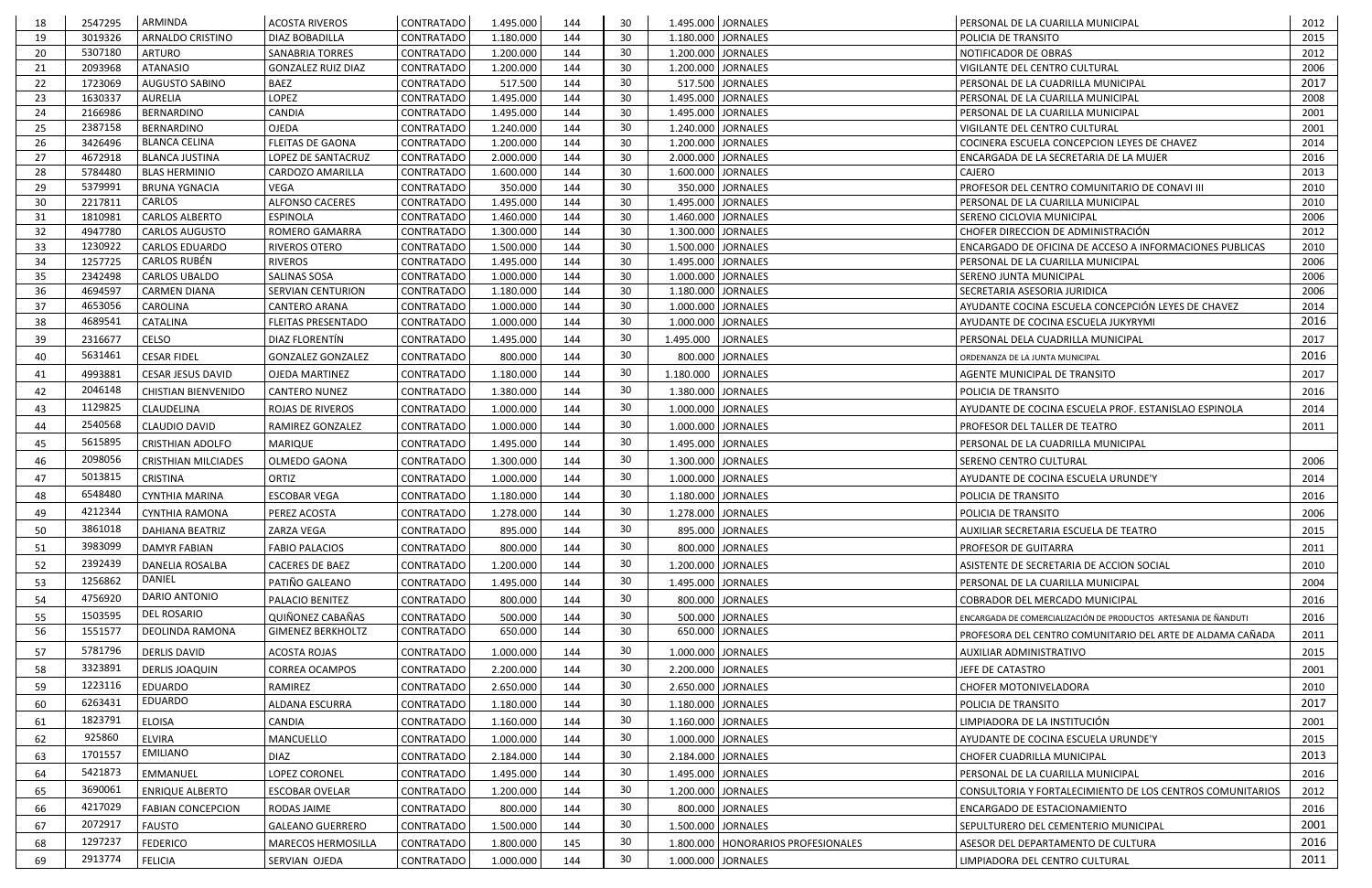| 18 | 2547295 | ARMINDA | ACOSTA RIVEROS | CONTRATADO | 1.495.000 | 144 | 30 | 1.495.000 | JORNALES | PERSONAL DE LA CUARILLA MUNICIPAL | 2012 |
|---|---|---|---|---|---|---|---|---|---|---|---|
| 19 | 3019326 | ARNALDO CRISTINO | DIAZ BOBADILLA | CONTRATADO | 1.180.000 | 144 | 30 | 1.180.000 | JORNALES | POLICIA DE TRANSITO | 2015 |
| 20 | 5307180 | ARTURO | SANABRIA TORRES | CONTRATADO | 1.200.000 | 144 | 30 | 1.200.000 | JORNALES | NOTIFICADOR DE OBRAS | 2012 |
| 21 | 2093968 | ATANASIO | GONZALEZ RUIZ DIAZ | CONTRATADO | 1.200.000 | 144 | 30 | 1.200.000 | JORNALES | VIGILANTE DEL CENTRO CULTURAL | 2006 |
| 22 | 1723069 | AUGUSTO SABINO | BAEZ | CONTRATADO | 517.500 | 144 | 30 | 517.500 | JORNALES | PERSONAL DE LA CUADRILLA MUNICIPAL | 2017 |
| 23 | 1630337 | AURELIA | LOPEZ | CONTRATADO | 1.495.000 | 144 | 30 | 1.495.000 | JORNALES | PERSONAL DE LA CUARILLA MUNICIPAL | 2008 |
| 24 | 2166986 | BERNARDINO | CANDIA | CONTRATADO | 1.495.000 | 144 | 30 | 1.495.000 | JORNALES | PERSONAL DE LA CUARILLA MUNICIPAL | 2001 |
| 25 | 2387158 | BERNARDINO | OJEDA | CONTRATADO | 1.240.000 | 144 | 30 | 1.240.000 | JORNALES | VIGILANTE DEL CENTRO CULTURAL | 2001 |
| 26 | 3426496 | BLANCA CELINA | FLEITAS DE GAONA | CONTRATADO | 1.200.000 | 144 | 30 | 1.200.000 | JORNALES | COCINERA ESCUELA CONCEPCION LEYES DE CHAVEZ | 2014 |
| 27 | 4672918 | BLANCA JUSTINA | LOPEZ DE SANTACRUZ | CONTRATADO | 2.000.000 | 144 | 30 | 2.000.000 | JORNALES | ENCARGADA DE LA SECRETARIA DE LA MUJER | 2016 |
| 28 | 5784480 | BLAS HERMINIO | CARDOZO AMARILLA | CONTRATADO | 1.600.000 | 144 | 30 | 1.600.000 | JORNALES | CAJERO | 2013 |
| 29 | 5379991 | BRUNA YGNACIA | VEGA | CONTRATADO | 350.000 | 144 | 30 | 350.000 | JORNALES | PROFESOR DEL CENTRO COMUNITARIO DE CONAVI III | 2010 |
| 30 | 2217811 | CARLOS | ALFONSO CACERES | CONTRATADO | 1.495.000 | 144 | 30 | 1.495.000 | JORNALES | PERSONAL DE LA CUARILLA MUNICIPAL | 2010 |
| 31 | 1810981 | CARLOS ALBERTO | ESPINOLA | CONTRATADO | 1.460.000 | 144 | 30 | 1.460.000 | JORNALES | SERENO CICLOVIA MUNICIPAL | 2006 |
| 32 | 4947780 | CARLOS AUGUSTO | ROMERO GAMARRA | CONTRATADO | 1.300.000 | 144 | 30 | 1.300.000 | JORNALES | CHOFER DIRECCION DE ADMINISTRACIÓN | 2012 |
| 33 | 1230922 | CARLOS EDUARDO | RIVEROS OTERO | CONTRATADO | 1.500.000 | 144 | 30 | 1.500.000 | JORNALES | ENCARGADO DE OFICINA DE ACCESO A INFORMACIONES PUBLICAS | 2010 |
| 34 | 1257725 | CARLOS RUBÉN | RIVEROS | CONTRATADO | 1.495.000 | 144 | 30 | 1.495.000 | JORNALES | PERSONAL DE LA CUARILLA MUNICIPAL | 2006 |
| 35 | 2342498 | CARLOS UBALDO | SALINAS SOSA | CONTRATADO | 1.000.000 | 144 | 30 | 1.000.000 | JORNALES | SERENO JUNTA MUNICIPAL | 2006 |
| 36 | 4694597 | CARMEN DIANA | SERVIAN CENTURION | CONTRATADO | 1.180.000 | 144 | 30 | 1.180.000 | JORNALES | SECRETARIA ASESORIA JURIDICA | 2006 |
| 37 | 4653056 | CAROLINA | CANTERO ARANA | CONTRATADO | 1.000.000 | 144 | 30 | 1.000.000 | JORNALES | AYUDANTE COCINA ESCUELA CONCEPCIÓN LEYES DE CHAVEZ | 2014 |
| 38 | 4689541 | CATALINA | FLEITAS PRESENTADO | CONTRATADO | 1.000.000 | 144 | 30 | 1.000.000 | JORNALES | AYUDANTE DE COCINA ESCUELA JUKYRYMI | 2016 |
| 39 | 2316677 | CELSO | DIAZ FLORENTÍN | CONTRATADO | 1.495.000 | 144 | 30 | 1.495.000 | JORNALES | PERSONAL DELA CUADRILLA MUNICIPAL | 2017 |
| 40 | 5631461 | CESAR FIDEL | GONZALEZ GONZALEZ | CONTRATADO | 800.000 | 144 | 30 | 800.000 | JORNALES | ORDENANZA DE LA JUNTA MUNICIPAL | 2016 |
| 41 | 4993881 | CESAR JESUS DAVID | OJEDA MARTINEZ | CONTRATADO | 1.180.000 | 144 | 30 | 1.180.000 | JORNALES | AGENTE MUNICIPAL DE TRANSITO | 2017 |
| 42 | 2046148 | CHISTIAN BIENVENIDO | CANTERO NUNEZ | CONTRATADO | 1.380.000 | 144 | 30 | 1.380.000 | JORNALES | POLICIA DE TRANSITO | 2016 |
| 43 | 1129825 | CLAUDELINA | ROJAS DE RIVEROS | CONTRATADO | 1.000.000 | 144 | 30 | 1.000.000 | JORNALES | AYUDANTE DE COCINA ESCUELA PROF. ESTANISLAO ESPINOLA | 2014 |
| 44 | 2540568 | CLAUDIO DAVID | RAMIREZ GONZALEZ | CONTRATADO | 1.000.000 | 144 | 30 | 1.000.000 | JORNALES | PROFESOR DEL TALLER DE TEATRO | 2011 |
| 45 | 5615895 | CRISTHIAN ADOLFO | MARIQUE | CONTRATADO | 1.495.000 | 144 | 30 | 1.495.000 | JORNALES | PERSONAL DE LA CUADRILLA MUNICIPAL | |
| 46 | 2098056 | CRISTHIAN MILCIADES | OLMEDO GAONA | CONTRATADO | 1.300.000 | 144 | 30 | 1.300.000 | JORNALES | SERENO CENTRO CULTURAL | 2006 |
| 47 | 5013815 | CRISTINA | ORTIZ | CONTRATADO | 1.000.000 | 144 | 30 | 1.000.000 | JORNALES | AYUDANTE DE COCINA ESCUELA URUNDE'Y | 2014 |
| 48 | 6548480 | CYNTHIA MARINA | ESCOBAR VEGA | CONTRATADO | 1.180.000 | 144 | 30 | 1.180.000 | JORNALES | POLICIA DE TRANSITO | 2016 |
| 49 | 4212344 | CYNTHIA RAMONA | PEREZ ACOSTA | CONTRATADO | 1.278.000 | 144 | 30 | 1.278.000 | JORNALES | POLICIA DE TRANSITO | 2006 |
| 50 | 3861018 | DAHIANA BEATRIZ | ZARZA VEGA | CONTRATADO | 895.000 | 144 | 30 | 895.000 | JORNALES | AUXILIAR SECRETARIA ESCUELA DE TEATRO | 2015 |
| 51 | 3983099 | DAMYR FABIAN | FABIO PALACIOS | CONTRATADO | 800.000 | 144 | 30 | 800.000 | JORNALES | PROFESOR DE GUITARRA | 2011 |
| 52 | 2392439 | DANELIA ROSALBA | CACERES DE BAEZ | CONTRATADO | 1.200.000 | 144 | 30 | 1.200.000 | JORNALES | ASISTENTE DE SECRETARIA DE ACCION SOCIAL | 2010 |
| 53 | 1256862 | DANIEL | PATIÑO GALEANO | CONTRATADO | 1.495.000 | 144 | 30 | 1.495.000 | JORNALES | PERSONAL DE LA CUARILLA MUNICIPAL | 2004 |
| 54 | 4756920 | DARIO ANTONIO | PALACIO BENITEZ | CONTRATADO | 800.000 | 144 | 30 | 800.000 | JORNALES | COBRADOR DEL MERCADO MUNICIPAL | 2016 |
| 55 | 1503595 | DEL ROSARIO | QUIÑONEZ CABAÑAS | CONTRATADO | 500.000 | 144 | 30 | 500.000 | JORNALES | ENCARGADA DE COMERCIALIZACIÓN DE PRODUCTOS ARTESANIA DE ÑANDUTI | 2016 |
| 56 | 1551577 | DEOLINDA RAMONA | GIMENEZ BERKHOLTZ | CONTRATADO | 650.000 | 144 | 30 | 650.000 | JORNALES | PROFESORA DEL CENTRO COMUNITARIO DEL ARTE DE ALDAMA CAÑADA | 2011 |
| 57 | 5781796 | DERLIS DAVID | ACOSTA ROJAS | CONTRATADO | 1.000.000 | 144 | 30 | 1.000.000 | JORNALES | AUXILIAR ADMINISTRATIVO | 2015 |
| 58 | 3323891 | DERLIS JOAQUIN | CORREA OCAMPOS | CONTRATADO | 2.200.000 | 144 | 30 | 2.200.000 | JORNALES | JEFE DE CATASTRO | 2001 |
| 59 | 1223116 | EDUARDO | RAMIREZ | CONTRATADO | 2.650.000 | 144 | 30 | 2.650.000 | JORNALES | CHOFER MOTONIVELADORA | 2010 |
| 60 | 6263431 | EDUARDO | ALDANA ESCURRA | CONTRATADO | 1.180.000 | 144 | 30 | 1.180.000 | JORNALES | POLICIA DE TRANSITO | 2017 |
| 61 | 1823791 | ELOISA | CANDIA | CONTRATADO | 1.160.000 | 144 | 30 | 1.160.000 | JORNALES | LIMPIADORA DE LA INSTITUCIÓN | 2001 |
| 62 | 925860 | ELVIRA | MANCUELLO | CONTRATADO | 1.000.000 | 144 | 30 | 1.000.000 | JORNALES | AYUDANTE DE COCINA ESCUELA URUNDE'Y | 2015 |
| 63 | 1701557 | EMILIANO | DIAZ | CONTRATADO | 2.184.000 | 144 | 30 | 2.184.000 | JORNALES | CHOFER CUADRILLA MUNICIPAL | 2013 |
| 64 | 5421873 | EMMANUEL | LOPEZ CORONEL | CONTRATADO | 1.495.000 | 144 | 30 | 1.495.000 | JORNALES | PERSONAL DE LA CUARILLA MUNICIPAL | 2016 |
| 65 | 3690061 | ENRIQUE ALBERTO | ESCOBAR OVELAR | CONTRATADO | 1.200.000 | 144 | 30 | 1.200.000 | JORNALES | CONSULTORIA Y FORTALECIMIENTO DE LOS CENTROS COMUNITARIOS | 2012 |
| 66 | 4217029 | FABIAN CONCEPCION | RODAS JAIME | CONTRATADO | 800.000 | 144 | 30 | 800.000 | JORNALES | ENCARGADO DE ESTACIONAMIENTO | 2016 |
| 67 | 2072917 | FAUSTO | GALEANO GUERRERO | CONTRATADO | 1.500.000 | 144 | 30 | 1.500.000 | JORNALES | SEPULTURERO DEL CEMENTERIO MUNICIPAL | 2001 |
| 68 | 1297237 | FEDERICO | MARECOS HERMOSILLA | CONTRATADO | 1.800.000 | 145 | 30 | 1.800.000 | HONORARIOS PROFESIONALES | ASESOR DEL DEPARTAMENTO DE CULTURA | 2016 |
| 69 | 2913774 | FELICIA | SERVIAN OJEDA | CONTRATADO | 1.000.000 | 144 | 30 | 1.000.000 | JORNALES | LIMPIADORA DEL CENTRO CULTURAL | 2011 |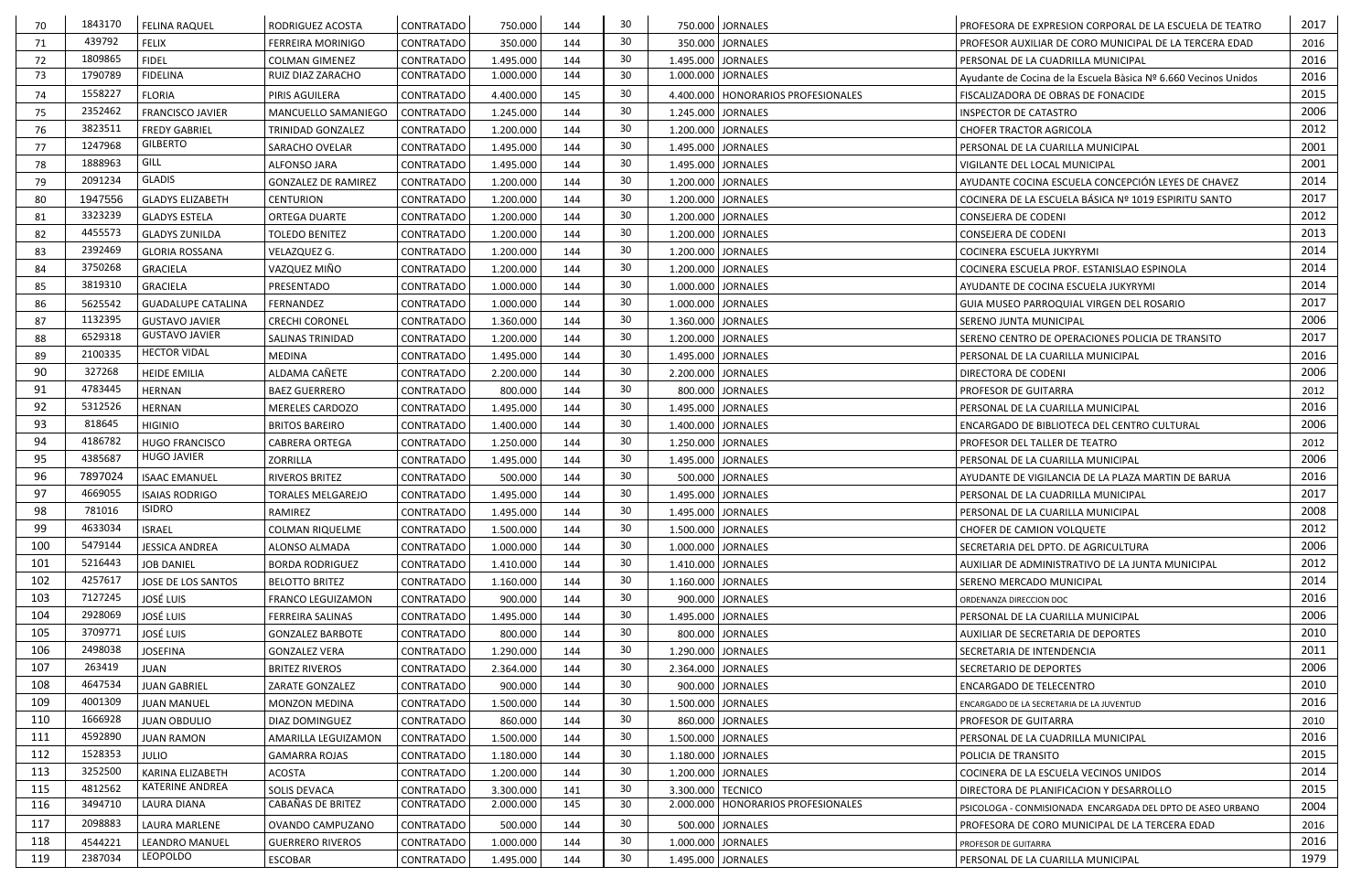| | | | | | | | | | | | |
|---|---|---|---|---|---|---|---|---|---|---|---|
| 70 | 1843170 | FELINA RAQUEL | RODRIGUEZ ACOSTA | CONTRATADO | 750.000 | 144 | 30 | 750.000 | JORNALES | PROFESORA DE EXPRESION CORPORAL DE LA ESCUELA DE TEATRO | 2017 |
| 71 | 439792 | FELIX | FERREIRA MORINIGO | CONTRATADO | 350.000 | 144 | 30 | 350.000 | JORNALES | PROFESOR AUXILIAR DE CORO MUNICIPAL DE LA TERCERA EDAD | 2016 |
| 72 | 1809865 | FIDEL | COLMAN GIMENEZ | CONTRATADO | 1.495.000 | 144 | 30 | 1.495.000 | JORNALES | PERSONAL DE LA CUADRILLA MUNICIPAL | 2016 |
| 73 | 1790789 | FIDELINA | RUIZ DIAZ ZARACHO | CONTRATADO | 1.000.000 | 144 | 30 | 1.000.000 | JORNALES | Ayudante de Cocina de la Escuela Bàsica Nº 6.660 Vecinos Unidos | 2016 |
| 74 | 1558227 | FLORIA | PIRIS AGUILERA | CONTRATADO | 4.400.000 | 145 | 30 | 4.400.000 | HONORARIOS PROFESIONALES | FISCALIZADORA DE OBRAS DE FONACIDE | 2015 |
| 75 | 2352462 | FRANCISCO JAVIER | MANCUELLO SAMANIEGO | CONTRATADO | 1.245.000 | 144 | 30 | 1.245.000 | JORNALES | INSPECTOR DE CATASTRO | 2006 |
| 76 | 3823511 | FREDY GABRIEL | TRINIDAD GONZALEZ | CONTRATADO | 1.200.000 | 144 | 30 | 1.200.000 | JORNALES | CHOFER TRACTOR AGRICOLA | 2012 |
| 77 | 1247968 | GILBERTO | SARACHO OVELAR | CONTRATADO | 1.495.000 | 144 | 30 | 1.495.000 | JORNALES | PERSONAL DE LA CUARILLA MUNICIPAL | 2001 |
| 78 | 1888963 | GILL | ALFONSO JARA | CONTRATADO | 1.495.000 | 144 | 30 | 1.495.000 | JORNALES | VIGILANTE DEL LOCAL MUNICIPAL | 2001 |
| 79 | 2091234 | GLADIS | GONZALEZ DE RAMIREZ | CONTRATADO | 1.200.000 | 144 | 30 | 1.200.000 | JORNALES | AYUDANTE COCINA ESCUELA CONCEPCIÓN LEYES DE CHAVEZ | 2014 |
| 80 | 1947556 | GLADYS ELIZABETH | CENTURION | CONTRATADO | 1.200.000 | 144 | 30 | 1.200.000 | JORNALES | COCINERA DE LA ESCUELA BÁSICA Nº 1019 ESPIRITU SANTO | 2017 |
| 81 | 3323239 | GLADYS ESTELA | ORTEGA DUARTE | CONTRATADO | 1.200.000 | 144 | 30 | 1.200.000 | JORNALES | CONSEJERA DE CODENI | 2012 |
| 82 | 4455573 | GLADYS ZUNILDA | TOLEDO BENITEZ | CONTRATADO | 1.200.000 | 144 | 30 | 1.200.000 | JORNALES | CONSEJERA DE CODENI | 2013 |
| 83 | 2392469 | GLORIA ROSSANA | VELAZQUEZ G. | CONTRATADO | 1.200.000 | 144 | 30 | 1.200.000 | JORNALES | COCINERA ESCUELA JUKYRYMI | 2014 |
| 84 | 3750268 | GRACIELA | VAZQUEZ MIÑO | CONTRATADO | 1.200.000 | 144 | 30 | 1.200.000 | JORNALES | COCINERA ESCUELA PROF. ESTANISLAO ESPINOLA | 2014 |
| 85 | 3819310 | GRACIELA | PRESENTADO | CONTRATADO | 1.000.000 | 144 | 30 | 1.000.000 | JORNALES | AYUDANTE DE COCINA ESCUELA JUKYRYMI | 2014 |
| 86 | 5625542 | GUADALUPE CATALINA | FERNANDEZ | CONTRATADO | 1.000.000 | 144 | 30 | 1.000.000 | JORNALES | GUIA MUSEO PARROQUIAL VIRGEN DEL ROSARIO | 2017 |
| 87 | 1132395 | GUSTAVO JAVIER | CRECHI CORONEL | CONTRATADO | 1.360.000 | 144 | 30 | 1.360.000 | JORNALES | SERENO JUNTA MUNICIPAL | 2006 |
| 88 | 6529318 | GUSTAVO JAVIER | SALINAS TRINIDAD | CONTRATADO | 1.200.000 | 144 | 30 | 1.200.000 | JORNALES | SERENO CENTRO DE OPERACIONES POLICIA DE TRANSITO | 2017 |
| 89 | 2100335 | HECTOR VIDAL | MEDINA | CONTRATADO | 1.495.000 | 144 | 30 | 1.495.000 | JORNALES | PERSONAL DE LA CUARILLA MUNICIPAL | 2016 |
| 90 | 327268 | HEIDE EMILIA | ALDAMA CAÑETE | CONTRATADO | 2.200.000 | 144 | 30 | 2.200.000 | JORNALES | DIRECTORA DE CODENI | 2006 |
| 91 | 4783445 | HERNAN | BAEZ GUERRERO | CONTRATADO | 800.000 | 144 | 30 | 800.000 | JORNALES | PROFESOR DE GUITARRA | 2012 |
| 92 | 5312526 | HERNAN | MERELES CARDOZO | CONTRATADO | 1.495.000 | 144 | 30 | 1.495.000 | JORNALES | PERSONAL DE LA CUARILLA MUNICIPAL | 2016 |
| 93 | 818645 | HIGINIO | BRITOS BAREIRO | CONTRATADO | 1.400.000 | 144 | 30 | 1.400.000 | JORNALES | ENCARGADO DE BIBLIOTECA DEL CENTRO CULTURAL | 2006 |
| 94 | 4186782 | HUGO FRANCISCO | CABRERA ORTEGA | CONTRATADO | 1.250.000 | 144 | 30 | 1.250.000 | JORNALES | PROFESOR DEL TALLER DE TEATRO | 2012 |
| 95 | 4385687 | HUGO JAVIER | ZORRILLA | CONTRATADO | 1.495.000 | 144 | 30 | 1.495.000 | JORNALES | PERSONAL DE LA CUARILLA MUNICIPAL | 2006 |
| 96 | 7897024 | ISAAC EMANUEL | RIVEROS BRITEZ | CONTRATADO | 500.000 | 144 | 30 | 500.000 | JORNALES | AYUDANTE DE VIGILANCIA DE LA PLAZA MARTIN DE BARUA | 2016 |
| 97 | 4669055 | ISAIAS RODRIGO | TORALES MELGAREJO | CONTRATADO | 1.495.000 | 144 | 30 | 1.495.000 | JORNALES | PERSONAL DE LA CUADRILLA MUNICIPAL | 2017 |
| 98 | 781016 | ISIDRO | RAMIREZ | CONTRATADO | 1.495.000 | 144 | 30 | 1.495.000 | JORNALES | PERSONAL DE LA CUARILLA MUNICIPAL | 2008 |
| 99 | 4633034 | ISRAEL | COLMAN RIQUELME | CONTRATADO | 1.500.000 | 144 | 30 | 1.500.000 | JORNALES | CHOFER DE CAMION VOLQUETE | 2012 |
| 100 | 5479144 | JESSICA ANDREA | ALONSO ALMADA | CONTRATADO | 1.000.000 | 144 | 30 | 1.000.000 | JORNALES | SECRETARIA DEL DPTO. DE AGRICULTURA | 2006 |
| 101 | 5216443 | JOB DANIEL | BORDA RODRIGUEZ | CONTRATADO | 1.410.000 | 144 | 30 | 1.410.000 | JORNALES | AUXILIAR DE ADMINISTRATIVO DE LA JUNTA MUNICIPAL | 2012 |
| 102 | 4257617 | JOSE DE LOS SANTOS | BELOTTO BRITEZ | CONTRATADO | 1.160.000 | 144 | 30 | 1.160.000 | JORNALES | SERENO MERCADO MUNICIPAL | 2014 |
| 103 | 7127245 | JOSÉ LUIS | FRANCO LEGUIZAMON | CONTRATADO | 900.000 | 144 | 30 | 900.000 | JORNALES | ORDENANZA DIRECCION DOC | 2016 |
| 104 | 2928069 | JOSÉ LUIS | FERREIRA SALINAS | CONTRATADO | 1.495.000 | 144 | 30 | 1.495.000 | JORNALES | PERSONAL DE LA CUARILLA MUNICIPAL | 2006 |
| 105 | 3709771 | JOSÉ LUIS | GONZALEZ BARBOTE | CONTRATADO | 800.000 | 144 | 30 | 800.000 | JORNALES | AUXILIAR DE SECRETARIA DE DEPORTES | 2010 |
| 106 | 2498038 | JOSEFINA | GONZALEZ VERA | CONTRATADO | 1.290.000 | 144 | 30 | 1.290.000 | JORNALES | SECRETARIA DE INTENDENCIA | 2011 |
| 107 | 263419 | JUAN | BRITEZ RIVEROS | CONTRATADO | 2.364.000 | 144 | 30 | 2.364.000 | JORNALES | SECRETARIO DE DEPORTES | 2006 |
| 108 | 4647534 | JUAN GABRIEL | ZARATE GONZALEZ | CONTRATADO | 900.000 | 144 | 30 | 900.000 | JORNALES | ENCARGADO DE TELECENTRO | 2010 |
| 109 | 4001309 | JUAN MANUEL | MONZON MEDINA | CONTRATADO | 1.500.000 | 144 | 30 | 1.500.000 | JORNALES | ENCARGADO DE LA SECRETARIA DE LA JUVENTUD | 2016 |
| 110 | 1666928 | JUAN OBDULIO | DIAZ DOMINGUEZ | CONTRATADO | 860.000 | 144 | 30 | 860.000 | JORNALES | PROFESOR DE GUITARRA | 2010 |
| 111 | 4592890 | JUAN RAMON | AMARILLA LEGUIZAMON | CONTRATADO | 1.500.000 | 144 | 30 | 1.500.000 | JORNALES | PERSONAL DE LA CUADRILLA MUNICIPAL | 2016 |
| 112 | 1528353 | JULIO | GAMARRA ROJAS | CONTRATADO | 1.180.000 | 144 | 30 | 1.180.000 | JORNALES | POLICIA DE TRANSITO | 2015 |
| 113 | 3252500 | KARINA ELIZABETH | ACOSTA | CONTRATADO | 1.200.000 | 144 | 30 | 1.200.000 | JORNALES | COCINERA DE LA ESCUELA VECINOS UNIDOS | 2014 |
| 115 | 4812562 | KATERINE ANDREA | SOLIS DEVACA | CONTRATADO | 3.300.000 | 141 | 30 | 3.300.000 | TECNICO | DIRECTORA DE PLANIFICACION Y DESARROLLO | 2015 |
| 116 | 3494710 | LAURA DIANA | CABAÑAS DE BRITEZ | CONTRATADO | 2.000.000 | 145 | 30 | 2.000.000 | HONORARIOS PROFESIONALES | PSICOLOGA - CONMISIONADA ENCARGADA DEL DPTO DE ASEO URBANO | 2004 |
| 117 | 2098883 | LAURA MARLENE | OVANDO CAMPUZANO | CONTRATADO | 500.000 | 144 | 30 | 500.000 | JORNALES | PROFESORA DE CORO MUNICIPAL DE LA TERCERA EDAD | 2016 |
| 118 | 4544221 | LEANDRO MANUEL | GUERRERO RIVEROS | CONTRATADO | 1.000.000 | 144 | 30 | 1.000.000 | JORNALES | PROFESOR DE GUITARRA | 2016 |
| 119 | 2387034 | LEOPOLDO | ESCOBAR | CONTRATADO | 1.495.000 | 144 | 30 | 1.495.000 | JORNALES | PERSONAL DE LA CUARILLA MUNICIPAL | 1979 |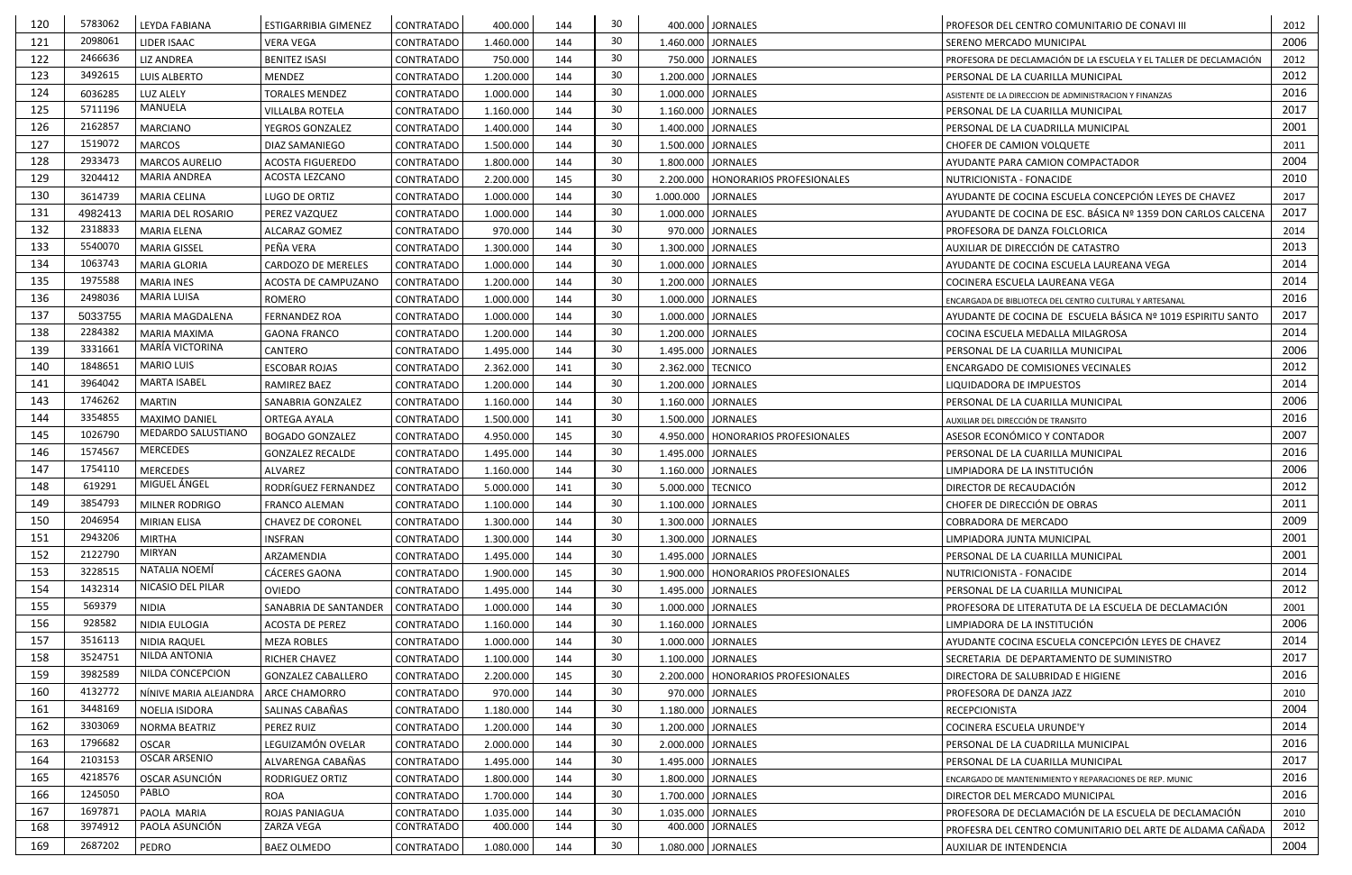| | | | | | | | | | | | |
|---|---|---|---|---|---|---|---|---|---|---|---|
| 120 | 5783062 | LEYDA FABIANA | ESTIGARRIBIA GIMENEZ | CONTRATADO | 400.000 | 144 | 30 | 400.000 | JORNALES | PROFESOR DEL CENTRO COMUNITARIO DE CONAVI III | 2012 |
| 121 | 2098061 | LIDER ISAAC | VERA VEGA | CONTRATADO | 1.460.000 | 144 | 30 | 1.460.000 | JORNALES | SERENO MERCADO MUNICIPAL | 2006 |
| 122 | 2466636 | LIZ ANDREA | BENITEZ ISASI | CONTRATADO | 750.000 | 144 | 30 | 750.000 | JORNALES | PROFESORA DE DECLAMACIÓN DE LA ESCUELA Y EL TALLER DE DECLAMACIÓN | 2012 |
| 123 | 3492615 | LUIS ALBERTO | MENDEZ | CONTRATADO | 1.200.000 | 144 | 30 | 1.200.000 | JORNALES | PERSONAL DE LA CUARILLA MUNICIPAL | 2012 |
| 124 | 6036285 | LUZ ALELY | TORALES MENDEZ | CONTRATADO | 1.000.000 | 144 | 30 | 1.000.000 | JORNALES | ASISTENTE DE LA DIRECCION DE ADMINISTRACION Y FINANZAS | 2016 |
| 125 | 5711196 | MANUELA | VILLALBA ROTELA | CONTRATADO | 1.160.000 | 144 | 30 | 1.160.000 | JORNALES | PERSONAL DE LA CUARILLA MUNICIPAL | 2017 |
| 126 | 2162857 | MARCIANO | YEGROS GONZALEZ | CONTRATADO | 1.400.000 | 144 | 30 | 1.400.000 | JORNALES | PERSONAL DE LA CUADRILLA MUNICIPAL | 2001 |
| 127 | 1519072 | MARCOS | DIAZ SAMANIEGO | CONTRATADO | 1.500.000 | 144 | 30 | 1.500.000 | JORNALES | CHOFER DE CAMION VOLQUETE | 2011 |
| 128 | 2933473 | MARCOS AURELIO | ACOSTA FIGUEREDO | CONTRATADO | 1.800.000 | 144 | 30 | 1.800.000 | JORNALES | AYUDANTE PARA CAMION COMPACTADOR | 2004 |
| 129 | 3204412 | MARIA ANDREA | ACOSTA LEZCANO | CONTRATADO | 2.200.000 | 145 | 30 | 2.200.000 | HONORARIOS PROFESIONALES | NUTRICIONISTA - FONACIDE | 2010 |
| 130 | 3614739 | MARIA CELINA | LUGO DE ORTIZ | CONTRATADO | 1.000.000 | 144 | 30 | 1.000.000 | JORNALES | AYUDANTE DE COCINA ESCUELA CONCEPCIÓN LEYES DE CHAVEZ | 2017 |
| 131 | 4982413 | MARIA DEL ROSARIO | PEREZ VAZQUEZ | CONTRATADO | 1.000.000 | 144 | 30 | 1.000.000 | JORNALES | AYUDANTE DE COCINA DE ESC. BÁSICA Nº 1359 DON CARLOS CALCENA | 2017 |
| 132 | 2318833 | MARIA ELENA | ALCARAZ GOMEZ | CONTRATADO | 970.000 | 144 | 30 | 970.000 | JORNALES | PROFESORA DE DANZA FOLCLORICA | 2014 |
| 133 | 5540070 | MARIA GISSEL | PEÑA VERA | CONTRATADO | 1.300.000 | 144 | 30 | 1.300.000 | JORNALES | AUXILIAR DE DIRECCIÓN DE CATASTRO | 2013 |
| 134 | 1063743 | MARIA GLORIA | CARDOZO DE MERELES | CONTRATADO | 1.000.000 | 144 | 30 | 1.000.000 | JORNALES | AYUDANTE DE COCINA ESCUELA LAUREANA VEGA | 2014 |
| 135 | 1975588 | MARIA INES | ACOSTA DE CAMPUZANO | CONTRATADO | 1.200.000 | 144 | 30 | 1.200.000 | JORNALES | COCINERA ESCUELA LAUREANA VEGA | 2014 |
| 136 | 2498036 | MARIA LUISA | ROMERO | CONTRATADO | 1.000.000 | 144 | 30 | 1.000.000 | JORNALES | ENCARGADA DE BIBLIOTECA DEL CENTRO CULTURAL Y ARTESANAL | 2016 |
| 137 | 5033755 | MARIA MAGDALENA | FERNANDEZ ROA | CONTRATADO | 1.000.000 | 144 | 30 | 1.000.000 | JORNALES | AYUDANTE DE COCINA DE ESCUELA BÁSICA Nº 1019 ESPIRITU SANTO | 2017 |
| 138 | 2284382 | MARIA MAXIMA | GAONA FRANCO | CONTRATADO | 1.200.000 | 144 | 30 | 1.200.000 | JORNALES | COCINA ESCUELA MEDALLA MILAGROSA | 2014 |
| 139 | 3331661 | MARÍA VICTORINA | CANTERO | CONTRATADO | 1.495.000 | 144 | 30 | 1.495.000 | JORNALES | PERSONAL DE LA CUARILLA MUNICIPAL | 2006 |
| 140 | 1848651 | MARIO LUIS | ESCOBAR ROJAS | CONTRATADO | 2.362.000 | 141 | 30 | 2.362.000 | TECNICO | ENCARGADO DE COMISIONES VECINALES | 2012 |
| 141 | 3964042 | MARTA ISABEL | RAMIREZ BAEZ | CONTRATADO | 1.200.000 | 144 | 30 | 1.200.000 | JORNALES | LIQUIDADORA DE IMPUESTOS | 2014 |
| 143 | 1746262 | MARTIN | SANABRIA GONZALEZ | CONTRATADO | 1.160.000 | 144 | 30 | 1.160.000 | JORNALES | PERSONAL DE LA CUARILLA MUNICIPAL | 2006 |
| 144 | 3354855 | MAXIMO DANIEL | ORTEGA AYALA | CONTRATADO | 1.500.000 | 141 | 30 | 1.500.000 | JORNALES | AUXILIAR DEL DIRECCIÓN DE TRANSITO | 2016 |
| 145 | 1026790 | MEDARDO SALUSTIANO | BOGADO GONZALEZ | CONTRATADO | 4.950.000 | 145 | 30 | 4.950.000 | HONORARIOS PROFESIONALES | ASESOR ECONÓMICO Y CONTADOR | 2007 |
| 146 | 1574567 | MERCEDES | GONZALEZ RECALDE | CONTRATADO | 1.495.000 | 144 | 30 | 1.495.000 | JORNALES | PERSONAL DE LA CUARILLA MUNICIPAL | 2016 |
| 147 | 1754110 | MERCEDES | ALVAREZ | CONTRATADO | 1.160.000 | 144 | 30 | 1.160.000 | JORNALES | LIMPIADORA DE LA INSTITUCIÓN | 2006 |
| 148 | 619291 | MIGUEL ÁNGEL | RODRÍGUEZ FERNANDEZ | CONTRATADO | 5.000.000 | 141 | 30 | 5.000.000 | TECNICO | DIRECTOR DE RECAUDACIÓN | 2012 |
| 149 | 3854793 | MILNER RODRIGO | FRANCO ALEMAN | CONTRATADO | 1.100.000 | 144 | 30 | 1.100.000 | JORNALES | CHOFER DE DIRECCIÓN DE OBRAS | 2011 |
| 150 | 2046954 | MIRIAN ELISA | CHAVEZ DE CORONEL | CONTRATADO | 1.300.000 | 144 | 30 | 1.300.000 | JORNALES | COBRADORA DE MERCADO | 2009 |
| 151 | 2943206 | MIRTHA | INSFRAN | CONTRATADO | 1.300.000 | 144 | 30 | 1.300.000 | JORNALES | LIMPIADORA JUNTA MUNICIPAL | 2001 |
| 152 | 2122790 | MIRYAN | ARZAMENDIA | CONTRATADO | 1.495.000 | 144 | 30 | 1.495.000 | JORNALES | PERSONAL DE LA CUARILLA MUNICIPAL | 2001 |
| 153 | 3228515 | NATALIA NOEMÍ | CÁCERES GAONA | CONTRATADO | 1.900.000 | 145 | 30 | 1.900.000 | HONORARIOS PROFESIONALES | NUTRICIONISTA - FONACIDE | 2014 |
| 154 | 1432314 | NICASIO DEL PILAR | OVIEDO | CONTRATADO | 1.495.000 | 144 | 30 | 1.495.000 | JORNALES | PERSONAL DE LA CUARILLA MUNICIPAL | 2012 |
| 155 | 569379 | NIDIA | SANABRIA DE SANTANDER | CONTRATADO | 1.000.000 | 144 | 30 | 1.000.000 | JORNALES | PROFESORA DE LITERATUTA DE LA ESCUELA DE DECLAMACIÓN | 2001 |
| 156 | 928582 | NIDIA EULOGIA | ACOSTA DE PEREZ | CONTRATADO | 1.160.000 | 144 | 30 | 1.160.000 | JORNALES | LIMPIADORA DE LA INSTITUCIÓN | 2006 |
| 157 | 3516113 | NIDIA RAQUEL | MEZA ROBLES | CONTRATADO | 1.000.000 | 144 | 30 | 1.000.000 | JORNALES | AYUDANTE COCINA ESCUELA CONCEPCIÓN LEYES DE CHAVEZ | 2014 |
| 158 | 3524751 | NILDA ANTONIA | RICHER CHAVEZ | CONTRATADO | 1.100.000 | 144 | 30 | 1.100.000 | JORNALES | SECRETARIA DE DEPARTAMENTO DE SUMINISTRO | 2017 |
| 159 | 3982589 | NILDA CONCEPCION | GONZALEZ CABALLERO | CONTRATADO | 2.200.000 | 145 | 30 | 2.200.000 | HONORARIOS PROFESIONALES | DIRECTORA DE SALUBRIDAD E HIGIENE | 2016 |
| 160 | 4132772 | NÍNIVE MARIA ALEJANDRA | ARCE CHAMORRO | CONTRATADO | 970.000 | 144 | 30 | 970.000 | JORNALES | PROFESORA DE DANZA JAZZ | 2010 |
| 161 | 3448169 | NOELIA ISIDORA | SALINAS CABAÑAS | CONTRATADO | 1.180.000 | 144 | 30 | 1.180.000 | JORNALES | RECEPCIONISTA | 2004 |
| 162 | 3303069 | NORMA BEATRIZ | PEREZ RUIZ | CONTRATADO | 1.200.000 | 144 | 30 | 1.200.000 | JORNALES | COCINERA ESCUELA URUNDE'Y | 2014 |
| 163 | 1796682 | OSCAR | LEGUIZAMÓN OVELAR | CONTRATADO | 2.000.000 | 144 | 30 | 2.000.000 | JORNALES | PERSONAL DE LA CUADRILLA MUNICIPAL | 2016 |
| 164 | 2103153 | OSCAR ARSENIO | ALVARENGA CABAÑAS | CONTRATADO | 1.495.000 | 144 | 30 | 1.495.000 | JORNALES | PERSONAL DE LA CUARILLA MUNICIPAL | 2017 |
| 165 | 4218576 | OSCAR ASUNCIÓN | RODRIGUEZ ORTIZ | CONTRATADO | 1.800.000 | 144 | 30 | 1.800.000 | JORNALES | ENCARGADO DE MANTENIMIENTO Y REPARACIONES DE REP. MUNIC | 2016 |
| 166 | 1245050 | PABLO | ROA | CONTRATADO | 1.700.000 | 144 | 30 | 1.700.000 | JORNALES | DIRECTOR DEL MERCADO MUNICIPAL | 2016 |
| 167 | 1697871 | PAOLA MARIA | ROJAS PANIAGUA | CONTRATADO | 1.035.000 | 144 | 30 | 1.035.000 | JORNALES | PROFESORA DE DECLAMACIÓN DE LA ESCUELA DE DECLAMACIÓN | 2010 |
| 168 | 3974912 | PAOLA ASUNCIÓN | ZARZA VEGA | CONTRATADO | 400.000 | 144 | 30 | 400.000 | JORNALES | PROFESRA DEL CENTRO COMUNITARIO DEL ARTE DE ALDAMA CAÑADA | 2012 |
| 169 | 2687202 | PEDRO | BAEZ OLMEDO | CONTRATADO | 1.080.000 | 144 | 30 | 1.080.000 | JORNALES | AUXILIAR DE INTENDENCIA | 2004 |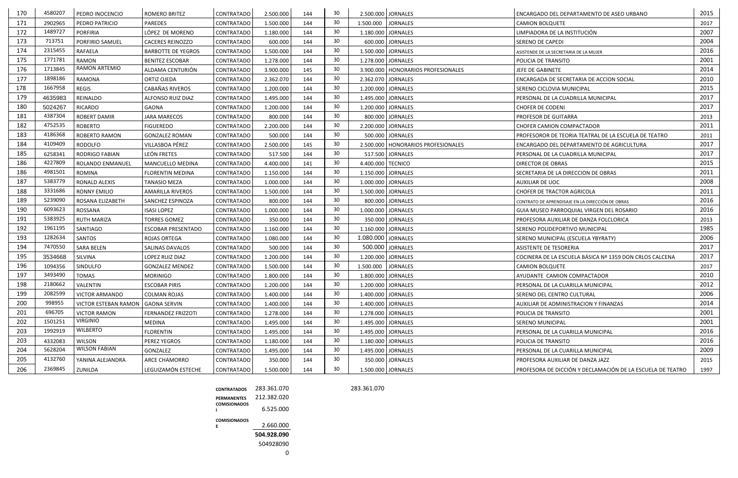| 170 | 4580207 | PEDRO INOCENCIO | ROMERO BRITEZ | CONTRATADO | 2.500.000 | 144 | 30 | 2.500.000 | JORNALES | ENCARGADO DEL DEPARTAMENTO DE ASEO URBANO | 2015 |
|---|---|---|---|---|---|---|---|---|---|---|---|
| 171 | 2902965 | PEDRO PATRICIO | PAREDES | CONTRATADO | 1.500.000 | 144 | 30 | 1.500.000 | JORNALES | CAMION BOLQUETE | 2017 |
| 172 | 1489727 | PORFIRIA | LÓPEZ DE MORENO | CONTRATADO | 1.180.000 | 144 | 30 | 1.180.000 | JORNALES | LIMPIADORA DE LA INSTITUCIÓN | 2007 |
| 173 | 713751 | PORFIRIO SAMUEL | CACERES REINOZZO | CONTRATADO | 600.000 | 144 | 30 | 600.000 | JORNALES | SERENO DE CAPEDI | 2004 |
| 174 | 2315455 | RAFAELA | BARBOTTE DE YEGROS | CONTRATADO | 1.500.000 | 144 | 30 | 1.500.000 | JORNALES | ASISTENDE DE LA SECRETARIA DE LA MUJER | 2016 |
| 175 | 1771781 | RAMON | BENITEZ ESCOBAR | CONTRATADO | 1.278.000 | 144 | 30 | 1.278.000 | JORNALES | POLICIA DE TRANSITO | 2001 |
| 176 | 1713845 | RAMON ARTEMIO | ALDAMA CENTURIÓN | CONTRATADO | 3.900.000 | 145 | 30 | 3.900.000 | HONORARIOS PROFESIONALES | JEFE DE GABINETE | 2014 |
| 177 | 1898186 | RAMONA | ORTIZ OJEDA | CONTRATADO | 2.362.070 | 144 | 30 | 2.362.070 | JORNALES | ENCARGADA DE SECRETARIA DE ACCION SOCIAL | 2010 |
| 178 | 1667958 | REGIS | CABAÑAS RIVEROS | CONTRATADO | 1.200.000 | 144 | 30 | 1.200.000 | JORNALES | SERENO CICLOVIA MUNICIPAL | 2015 |
| 179 | 4635983 | REINALDO | ALFONSO RUIZ DIAZ | CONTRATADO | 1.495.000 | 144 | 30 | 1.495.000 | JORNALES | PERSONAL DE LA CUADRILLA MUNICIPAL | 2017 |
| 180 | 5024267 | RICARDO | GAONA | CONTRATADO | 1.200.000 | 144 | 30 | 1.200.000 | JORNALES | CHOFER DE CODENI | 2017 |
| 181 | 4387304 | ROBERT DAMIR | JARA MARECOS | CONTRATADO | 800.000 | 144 | 30 | 800.000 | JORNALES | PROFESOR DE GUITARRA | 2013 |
| 182 | 4752535 | ROBERTO | FIGUEREDO | CONTRATADO | 2.200.000 | 144 | 30 | 2.200.000 | JORNALES | CHOFER CAMION COMPACTADOR | 2011 |
| 183 | 4186368 | ROBERTO RAMON | GONZALEZ ROMAN | CONTRATADO | 500.000 | 144 | 30 | 500.000 | JORNALES | PROFESOROR DE TEORIA TEATRAL DE LA ESCUELA DE TEATRO | 2011 |
| 184 | 4109409 | RODOLFO | VILLASBOA PÉREZ | CONTRATADO | 2.500.000 | 145 | 30 | 2.500.000 | HONORARIOS PROFESIONALES | ENCARGADO DEL DEPARTAMENTO DE AGRICULTURA | 2017 |
| 185 | 6258341 | RODRIGO FABIAN | LEÓN FRETES | CONTRATADO | 517.500 | 144 | 30 | 517.500 | JORNALES | PERSONAL DE LA CUADRILLA MUNICIPAL | 2017 |
| 186 | 4227809 | ROLANDO ENMANUEL | MANCUELLO MEDINA | CONTRATADO | 4.400.000 | 141 | 30 | 4.400.000 | TECNICO | DIRECTOR DE OBRAS | 2015 |
| 186 | 4981501 | ROMINA | FLORENTIN MEDINA | CONTRATADO | 1.150.000 | 144 | 30 | 1.150.000 | JORNALES | SECRETARIA DE LA DIRECCION DE OBRAS | 2011 |
| 187 | 5383779 | RONALD ALEXIS | TANASIO MEZA | CONTRATADO | 1.000.000 | 144 | 30 | 1.000.000 | JORNALES | AUXILIAR DE UOC | 2008 |
| 188 | 3331686 | RONNY EMILIO | AMARILLA RIVEROS | CONTRATADO | 1.500.000 | 144 | 30 | 1.500.000 | JORNALES | CHOFER DE TRACTOR AGRICOLA | 2011 |
| 189 | 5239090 | ROSANA ELIZABETH | SANCHEZ ESPINOZA | CONTRATADO | 800.000 | 144 | 30 | 800.000 | JORNALES | CONTRATO DE APRENDISAJE EN LA DIRECCIÓN DE OBRAS | 2016 |
| 190 | 6093623 | ROSSANA | ISASI LOPEZ | CONTRATADO | 1.000.000 | 144 | 30 | 1.000.000 | JORNALES | GUIA MUSEO PARROQUIAL VIRGEN DEL ROSARIO | 2016 |
| 191 | 5383925 | RUTH MARIZA | TORRES GOMEZ | CONTRATADO | 350.000 | 144 | 30 | 350.000 | JORNALES | PROFESORA AUXILIAR DE DANZA FOLCLORICA | 2013 |
| 192 | 1961195 | SANTIAGO | ESCOBAR PRESENTADO | CONTRATADO | 1.160.000 | 144 | 30 | 1.160.000 | JORNALES | SERENO POLIDEPORTIVO MUNICIPAL | 1985 |
| 193 | 1282634 | SANTOS | ROJAS ORTEGA | CONTRATADO | 1.080.000 | 144 | 30 | 1.080.000 | JORNALES | SERENO MUNICIPAL (ESCUELA YBYRATY) | 2006 |
| 194 | 7470550 | SARA BELEN | SALINAS DAVALOS | CONTRATADO | 500.000 | 144 | 30 | 500.000 | JORNALES | ASISTENTE DE TESORERIA | 2017 |
| 195 | 3534668 | SILVINA | LOPEZ RUIZ DIAZ | CONTRATADO | 1.200.000 | 144 | 30 | 1.200.000 | JORNALES | COCINERA DE LA ESCUELA BÁSICA Nº 1359 DON CRLOS CALCENA | 2017 |
| 196 | 1094356 | SINDULFO | GONZALEZ MENDEZ | CONTRATADO | 1.500.000 | 144 | 30 | 1.500.000 | JORNALES | CAMION BOLQUETE | 2017 |
| 197 | 3493490 | TOMAS | MORINIGO | CONTRATADO | 1.800.000 | 144 | 30 | 1.800.000 | JORNALES | AYUDANTE CAMION COMPACTADOR | 2010 |
| 198 | 2180662 | VALENTIN | ESCOBAR PIRIS | CONTRATADO | 1.200.000 | 144 | 30 | 1.200.000 | JORNALES | PERSONAL DE LA CUARILLA MUNICIPAL | 2012 |
| 199 | 2082599 | VICTOR ARMANDO | COLMAN ROJAS | CONTRATADO | 1.400.000 | 144 | 30 | 1.400.000 | JORNALES | SERENO DEL CENTRO CULTURAL | 2006 |
| 200 | 998955 | VICTOR ESTEBAN RAMON | GAONA SERVIN | CONTRATADO | 1.400.000 | 144 | 30 | 1.400.000 | JORNALES | AUXILIAR DE ADMINISTRACION Y FINANZAS | 2014 |
| 201 | 696705 | VICTOR RAMON | FERNANDEZ FRIZZOTI | CONTRATADO | 1.278.000 | 144 | 30 | 1.278.000 | JORNALES | POLICIA DE TRANSITO | 2001 |
| 202 | 1501251 | VIRGINIO | MEDINA | CONTRATADO | 1.495.000 | 144 | 30 | 1.495.000 | JORNALES | SERENO MUNICIPAL | 2001 |
| 203 | 1992919 | WILBERTO | FLORENTIN | CONTRATADO | 1.495.000 | 144 | 30 | 1.495.000 | JORNALES | PERSONAL DE LA CUARILLA MUNICIPAL | 2016 |
| 203 | 4332083 | WILSON | PEREZ YEGROS | CONTRATADO | 1.180.000 | 144 | 30 | 1.180.000 | JORNALES | POLICIA DE TRANSITO | 2016 |
| 204 | 5628204 | WILSON FABIAN | GONZALEZ | CONTRATADO | 1.495.000 | 144 | 30 | 1.495.000 | JORNALES | PERSONAL DE LA CUARILLA MUNICIPAL | 2009 |
| 205 | 4132760 | YANINA ALEJANDRA | ARCE CHAMORRO | CONTRATADO | 350.000 | 144 | 30 | 350.000 | JORNALES | PROFESORA AUXILIAR DE DANZA JAZZ | 2015 |
| 206 | 2369845 | ZUNILDA | LEGUIZAMÓN ESTECHE | CONTRATADO | 1.500.000 | 144 | 30 | 1.500.000 | JORNALES | PROFESORA DE DICCIÓN Y DECLAMACIÓN DE LA ESCUELA DE TEATRO | 1997 |

| | | |
|---|---|---|
| **CONTRATADOS** | 283.361.070 | 283.361.070 |
| **PERMANENTES** | 212.382.020 | |
| **COMISIONADOS I** | 6.525.000 | |
| **COMISIONADOS E** | 2.660.000 | |
| | **504.928.090** | |
| | 504928090 | |
| | 0 | |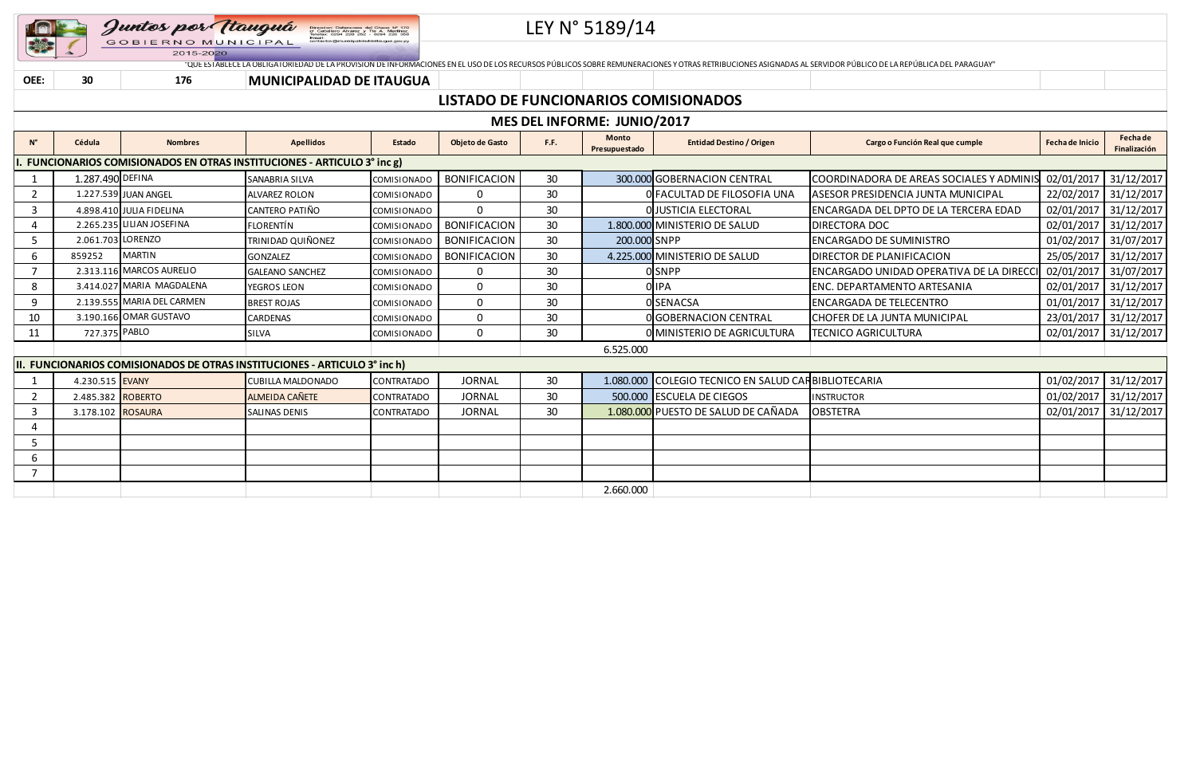Juntos por Itauguá
GOBIERNO MUNICIPAL
2015-2020

Dirección: Defensores del Chaco N° 170 c/ Caballero Alvarez y Tte. A. Martínez
Telefax: 0294 220 352 - 0294 220 350
Email: contactos@municipalidaditaugua.gov.py

# LEY N° 5189/14

"QUE ESTABLECE LA OBLIGATORIEDAD DE LA PROVISION DE INFORMACIONES EN EL USO DE LOS RECURSOS PÚBLICOS SOBRE REMUNERACIONES Y OTRAS RETRIBUCIONES ASIGNADAS AL SERVIDOR PÚBLICO DE LA REPÚBLICA DEL PARAGUAY"

| OEE: | 30 | 176 | MUNICIPALIDAD DE ITAUGUA |
|---|---|---|---|

## LISTADO DE FUNCIONARIOS COMISIONADOS

### MES DEL INFORME: JUNIO/2017

| N° | Cédula | Nombres | Apellidos | Estado | Objeto de Gasto | F.F. | Monto Presupuestado | Entidad Destino / Origen | Cargo o Función Real que cumple | Fecha de Inicio | Fecha de Finalización |
|---|---|---|---|---|---|---|---|---|---|---|---|
| **I. FUNCIONARIOS COMISIONADOS EN OTRAS INSTITUCIONES - ARTICULO 3° inc g)** | | | | | | | | | | | |
| 1 | 1.287.490 | DEFINA | SANABRIA SILVA | COMISIONADO | BONIFICACION | 30 | 300.000 | GOBERNACION CENTRAL | COORDINADORA DE AREAS SOCIALES Y ADMINIS | 02/01/2017 | 31/12/2017 |
| 2 | 1.227.539 | JUAN ANGEL | ALVAREZ ROLON | COMISIONADO | 0 | 30 | 0 | FACULTAD DE FILOSOFIA UNA | ASESOR PRESIDENCIA JUNTA MUNICIPAL | 22/02/2017 | 31/12/2017 |
| 3 | 4.898.410 | JULIA FIDELINA | CANTERO PATIÑO | COMISIONADO | 0 | 30 | 0 | JUSTICIA ELECTORAL | ENCARGADA DEL DPTO DE LA TERCERA EDAD | 02/01/2017 | 31/12/2017 |
| 4 | 2.265.235 | LILIAN JOSEFINA | FLORENTÍN | COMISIONADO | BONIFICACION | 30 | 1.800.000 | MINISTERIO DE SALUD | DIRECTORA DOC | 02/01/2017 | 31/12/2017 |
| 5 | 2.061.703 | LORENZO | TRINIDAD QUIÑONEZ | COMISIONADO | BONIFICACION | 30 | 200.000 | SNPP | ENCARGADO DE SUMINISTRO | 01/02/2017 | 31/07/2017 |
| 6 | 859252 | MARTIN | GONZALEZ | COMISIONADO | BONIFICACION | 30 | 4.225.000 | MINISTERIO DE SALUD | DIRECTOR DE PLANIFICACION | 25/05/2017 | 31/12/2017 |
| 7 | 2.313.116 | MARCOS AURELIO | GALEANO SANCHEZ | COMISIONADO | 0 | 30 | 0 | SNPP | ENCARGADO UNIDAD OPERATIVA DE LA DIRECCI | 02/01/2017 | 31/07/2017 |
| 8 | 3.414.027 | MARIA MAGDALENA | YEGROS LEON | COMISIONADO | 0 | 30 | 0 | IPA | ENC. DEPARTAMENTO ARTESANIA | 02/01/2017 | 31/12/2017 |
| 9 | 2.139.555 | MARIA DEL CARMEN | BREST ROJAS | COMISIONADO | 0 | 30 | 0 | SENACSA | ENCARGADA DE TELECENTRO | 01/01/2017 | 31/12/2017 |
| 10 | 3.190.166 | OMAR GUSTAVO | CARDENAS | COMISIONADO | 0 | 30 | 0 | GOBERNACION CENTRAL | CHOFER DE LA JUNTA MUNICIPAL | 23/01/2017 | 31/12/2017 |
| 11 | 727.375 | PABLO | SILVA | COMISIONADO | 0 | 30 | 0 | MINISTERIO DE AGRICULTURA | TECNICO AGRICULTURA | 02/01/2017 | 31/12/2017 |
| | | | | | | | 6.525.000 | | | | |
| **II. FUNCIONARIOS COMISIONADOS DE OTRAS INSTITUCIONES - ARTICULO 3° inc h)** | | | | | | | | | | | |
| 1 | 4.230.515 | EVANY | CUBILLA MALDONADO | CONTRATADO | JORNAL | 30 | 1.080.000 | COLEGIO TECNICO EN SALUD CAR | BIBLIOTECARIA | 01/02/2017 | 31/12/2017 |
| 2 | 2.485.382 | ROBERTO | ALMEIDA CAÑETE | CONTRATADO | JORNAL | 30 | 500.000 | ESCUELA DE CIEGOS | INSTRUCTOR | 01/02/2017 | 31/12/2017 |
| 3 | 3.178.102 | ROSAURA | SALINAS DENIS | CONTRATADO | JORNAL | 30 | 1.080.000 | PUESTO DE SALUD DE CAÑADA | OBSTETRA | 02/01/2017 | 31/12/2017 |
| 4 | | | | | | | | | | | |
| 5 | | | | | | | | | | | |
| 6 | | | | | | | | | | | |
| 7 | | | | | | | | | | | |
| | | | | | | | 2.660.000 | | | | |